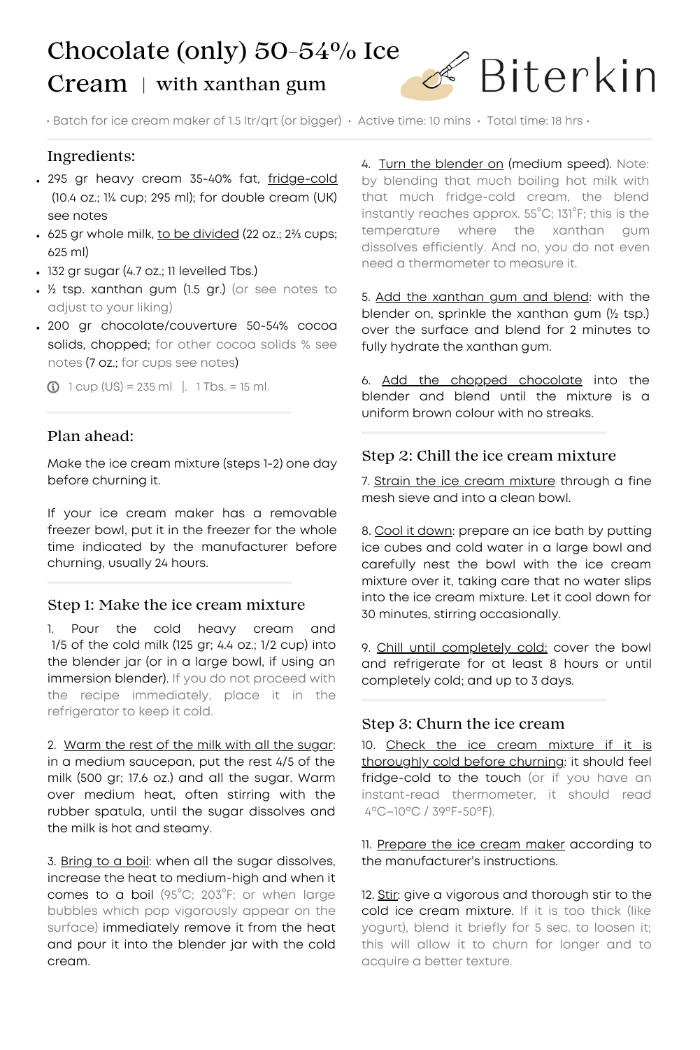# Chocolate (only) 50-54% Ice Cream | with xanthan gum

Biterkin

• Batch for ice cream maker of 1.5 ltr/qrt (or bigger) • Active time: 10 mins • Total time: 18 hrs •

## Ingredients:

- 295 gr heavy cream 35-40% fat, fridge-cold (10.4 oz.; 1¼ cup; 295 ml); for double cream (UK) see notes
- 625 gr whole milk, to be divided (22 oz.; 2⅔ cups; 625 ml)
- 132 gr sugar (4.7 oz.; 11 levelled Tbs.)
- ½ tsp. xanthan gum (1.5 gr.) (or see notes to adjust to your liking)
- 200 gr chocolate/couverture 50-54% cocoa solids, chopped; for other cocoa solids % see notes (7 oz.; for cups see notes)

ⓘ 1 cup (US) = 235 ml | 1 Tbs. = 15 ml.

## Plan ahead:

Make the ice cream mixture (steps 1-2) one day before churning it.

If your ice cream maker has a removable freezer bowl, put it in the freezer for the whole time indicated by the manufacturer before churning, usually 24 hours.

## Step 1: Make the ice cream mixture

1. Pour the cold heavy cream and 1/5 of the cold milk (125 gr; 4.4 oz.; 1/2 cup) into the blender jar (or in a large bowl, if using an immersion blender). If you do not proceed with the recipe immediately, place it in the refrigerator to keep it cold.

2. Warm the rest of the milk with all the sugar: in a medium saucepan, put the rest 4/5 of the milk (500 gr; 17.6 oz.) and all the sugar. Warm over medium heat, often stirring with the rubber spatula, until the sugar dissolves and the milk is hot and steamy.

3. Bring to a boil: when all the sugar dissolves, increase the heat to medium-high and when it comes to a boil (95°C; 203°F; or when large bubbles which pop vigorously appear on the surface) immediately remove it from the heat and pour it into the blender jar with the cold cream.

4. Turn the blender on (medium speed). Note: by blending that much boiling hot milk with that much fridge-cold cream, the blend instantly reaches approx. 55°C; 131°F; this is the temperature where the xanthan gum dissolves efficiently. And no, you do not even need a thermometer to measure it.

5. Add the xanthan gum and blend: with the blender on, sprinkle the xanthan gum (½ tsp.) over the surface and blend for 2 minutes to fully hydrate the xanthan gum.

6. Add the chopped chocolate into the blender and blend until the mixture is a uniform brown colour with no streaks.

## Step 2: Chill the ice cream mixture

7. Strain the ice cream mixture through a fine mesh sieve and into a clean bowl.

8. Cool it down: prepare an ice bath by putting ice cubes and cold water in a large bowl and carefully nest the bowl with the ice cream mixture over it, taking care that no water slips into the ice cream mixture. Let it cool down for 30 minutes, stirring occasionally.

9. Chill until completely cold: cover the bowl and refrigerate for at least 8 hours or until completely cold; and up to 3 days.

## Step 3: Churn the ice cream

10. Check the ice cream mixture if it is thoroughly cold before churning: it should feel fridge-cold to the touch (or if you have an instant-read thermometer, it should read 4°C–10°C / 39°F-50°F).

11. Prepare the ice cream maker according to the manufacturer's instructions.

12. Stir: give a vigorous and thorough stir to the cold ice cream mixture. If it is too thick (like yogurt), blend it briefly for 5 sec. to loosen it; this will allow it to churn for longer and to acquire a better texture.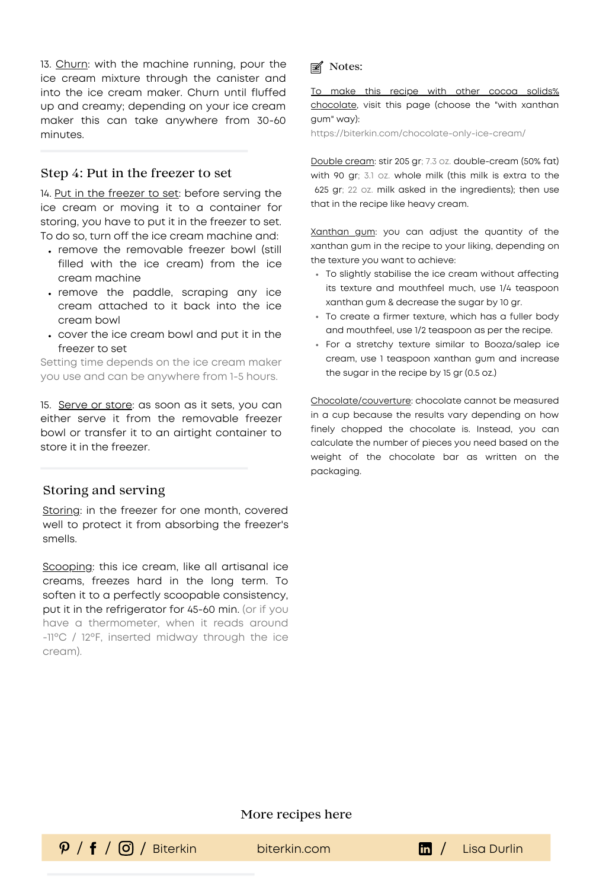13. Churn: with the machine running, pour the ice cream mixture through the canister and into the ice cream maker. Churn until fluffed up and creamy; depending on your ice cream maker this can take anywhere from 30-60 minutes.

## Step 4: Put in the freezer to set

14. Put in the freezer to set: before serving the ice cream or moving it to a container for storing, you have to put it in the freezer to set. To do so, turn off the ice cream machine and:

- remove the removable freezer bowl (still filled with the ice cream) from the ice cream machine
- remove the paddle, scraping any ice cream attached to it back into the ice cream bowl
- cover the ice cream bowl and put it in the freezer to set

Setting time depends on the ice cream maker you use and can be anywhere from 1-5 hours.

15. Serve or store: as soon as it sets, you can either serve it from the removable freezer bowl or transfer it to an airtight container to store it in the freezer.

## Storing and serving

Storing: in the freezer for one month, covered well to protect it from absorbing the freezer's smells.

Scooping: this ice cream, like all artisanal ice creams, freezes hard in the long term. To soften it to a perfectly scoopable consistency, put it in the refrigerator for 45-60 min. (or if you have a thermometer, when it reads around -11°C / 12°F, inserted midway through the ice cream).

## Notes:

To make this recipe with other cocoa solids% chocolate, visit this page (choose the "with xanthan gum" way):
https://biterkin.com/chocolate-only-ice-cream/

Double cream: stir 205 gr; 7.3 oz. double-cream (50% fat) with 90 gr; 3.1 oz. whole milk (this milk is extra to the 625 gr; 22 oz. milk asked in the ingredients); then use that in the recipe like heavy cream.

Xanthan gum: you can adjust the quantity of the xanthan gum in the recipe to your liking, depending on the texture you want to achieve:

- To slightly stabilise the ice cream without affecting its texture and mouthfeel much, use 1/4 teaspoon xanthan gum & decrease the sugar by 10 gr.
- To create a firmer texture, which has a fuller body and mouthfeel, use 1/2 teaspoon as per the recipe.
- For a stretchy texture similar to Booza/salep ice cream, use 1 teaspoon xanthan gum and increase the sugar in the recipe by 15 gr (0.5 oz.)

Chocolate/couverture: chocolate cannot be measured in a cup because the results vary depending on how finely chopped the chocolate is. Instead, you can calculate the number of pieces you need based on the weight of the chocolate bar as written on the packaging.

More recipes here

/ / / Biterkin biterkin.com / Lisa Durlin